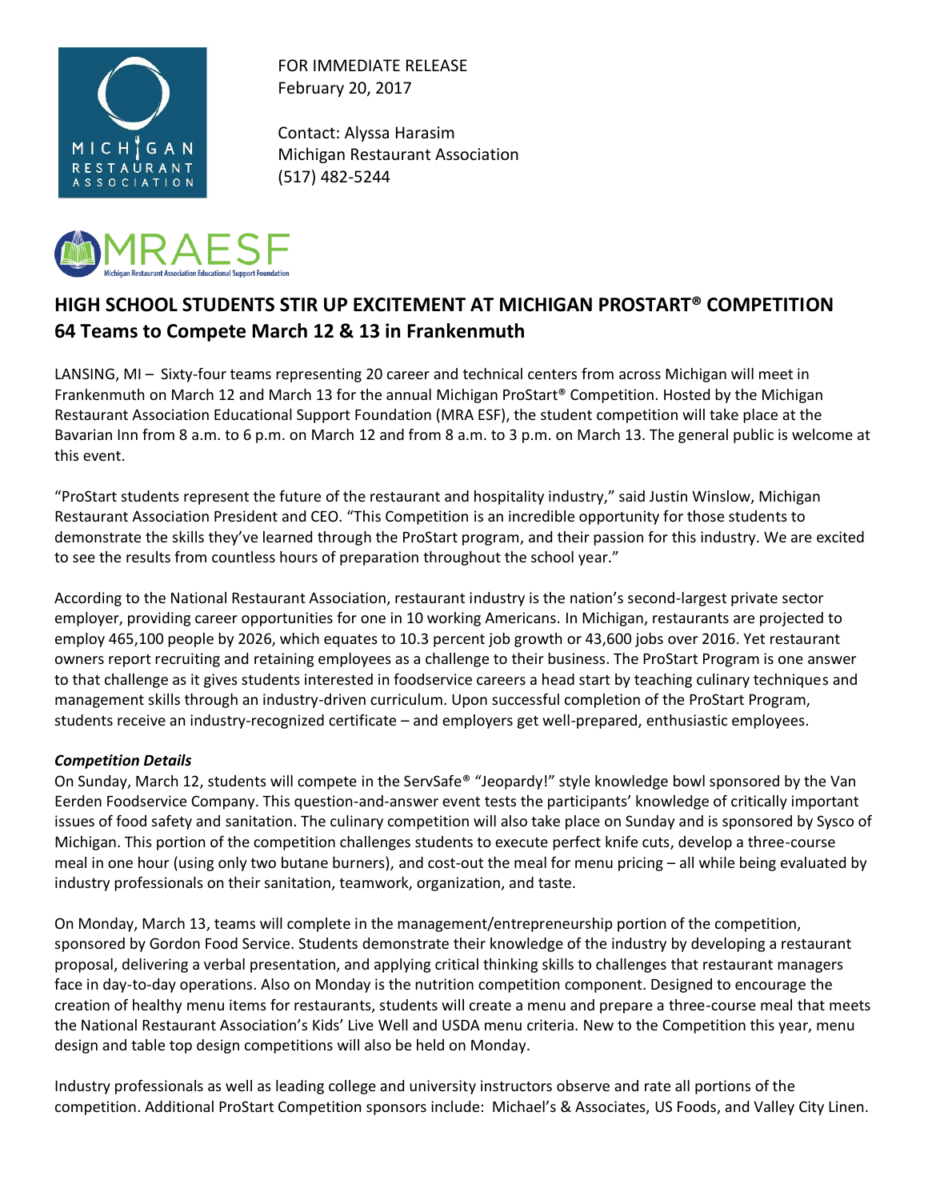FOR IMMEDIATE RELEASE
February 20, 2017

Contact: Alyssa Harasim
Michigan Restaurant Association
(517) 482-5244

## HIGH SCHOOL STUDENTS STIR UP EXCITEMENT AT MICHIGAN PROSTART® COMPETITION
## 64 Teams to Compete March 12 & 13 in Frankenmuth

LANSING, MI – Sixty-four teams representing 20 career and technical centers from across Michigan will meet in Frankenmuth on March 12 and March 13 for the annual Michigan ProStart® Competition. Hosted by the Michigan Restaurant Association Educational Support Foundation (MRA ESF), the student competition will take place at the Bavarian Inn from 8 a.m. to 6 p.m. on March 12 and from 8 a.m. to 3 p.m. on March 13. The general public is welcome at this event.

"ProStart students represent the future of the restaurant and hospitality industry," said Justin Winslow, Michigan Restaurant Association President and CEO. "This Competition is an incredible opportunity for those students to demonstrate the skills they've learned through the ProStart program, and their passion for this industry. We are excited to see the results from countless hours of preparation throughout the school year."

According to the National Restaurant Association, restaurant industry is the nation's second-largest private sector employer, providing career opportunities for one in 10 working Americans. In Michigan, restaurants are projected to employ 465,100 people by 2026, which equates to 10.3 percent job growth or 43,600 jobs over 2016. Yet restaurant owners report recruiting and retaining employees as a challenge to their business. The ProStart Program is one answer to that challenge as it gives students interested in foodservice careers a head start by teaching culinary techniques and management skills through an industry-driven curriculum. Upon successful completion of the ProStart Program, students receive an industry-recognized certificate – and employers get well-prepared, enthusiastic employees.

***Competition Details***

On Sunday, March 12, students will compete in the ServSafe® "Jeopardy!" style knowledge bowl sponsored by the Van Eerden Foodservice Company. This question-and-answer event tests the participants' knowledge of critically important issues of food safety and sanitation. The culinary competition will also take place on Sunday and is sponsored by Sysco of Michigan. This portion of the competition challenges students to execute perfect knife cuts, develop a three-course meal in one hour (using only two butane burners), and cost-out the meal for menu pricing – all while being evaluated by industry professionals on their sanitation, teamwork, organization, and taste.

On Monday, March 13, teams will complete in the management/entrepreneurship portion of the competition, sponsored by Gordon Food Service. Students demonstrate their knowledge of the industry by developing a restaurant proposal, delivering a verbal presentation, and applying critical thinking skills to challenges that restaurant managers face in day-to-day operations. Also on Monday is the nutrition competition component. Designed to encourage the creation of healthy menu items for restaurants, students will create a menu and prepare a three-course meal that meets the National Restaurant Association's Kids' Live Well and USDA menu criteria. New to the Competition this year, menu design and table top design competitions will also be held on Monday.

Industry professionals as well as leading college and university instructors observe and rate all portions of the competition. Additional ProStart Competition sponsors include: Michael's & Associates, US Foods, and Valley City Linen.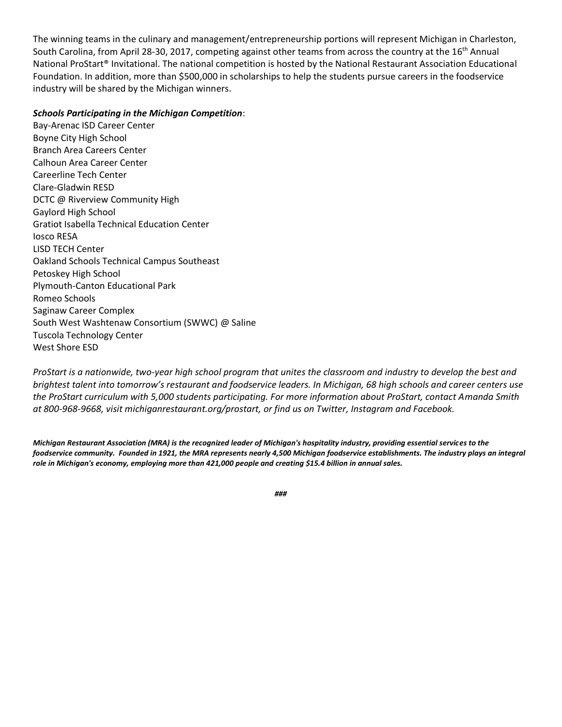The winning teams in the culinary and management/entrepreneurship portions will represent Michigan in Charleston, South Carolina, from April 28-30, 2017, competing against other teams from across the country at the 16th Annual National ProStart® Invitational. The national competition is hosted by the National Restaurant Association Educational Foundation. In addition, more than $500,000 in scholarships to help the students pursue careers in the foodservice industry will be shared by the Michigan winners.

***Schools Participating in the Michigan Competition***:

Bay-Arenac ISD Career Center
Boyne City High School
Branch Area Careers Center
Calhoun Area Career Center
Careerline Tech Center
Clare-Gladwin RESD
DCTC @ Riverview Community High
Gaylord High School
Gratiot Isabella Technical Education Center
Iosco RESA
LISD TECH Center
Oakland Schools Technical Campus Southeast
Petoskey High School
Plymouth-Canton Educational Park
Romeo Schools
Saginaw Career Complex
South West Washtenaw Consortium (SWWC) @ Saline
Tuscola Technology Center
West Shore ESD

*ProStart is a nationwide, two-year high school program that unites the classroom and industry to develop the best and brightest talent into tomorrow's restaurant and foodservice leaders. In Michigan, 68 high schools and career centers use the ProStart curriculum with 5,000 students participating. For more information about ProStart, contact Amanda Smith at 800-968-9668, visit michiganrestaurant.org/prostart, or find us on Twitter, Instagram and Facebook.*

***Michigan Restaurant Association (MRA) is the recognized leader of Michigan's hospitality industry, providing essential services to the foodservice community. Founded in 1921, the MRA represents nearly 4,500 Michigan foodservice establishments. The industry plays an integral role in Michigan's economy, employing more than 421,000 people and creating $15.4 billion in annual sales.***

###